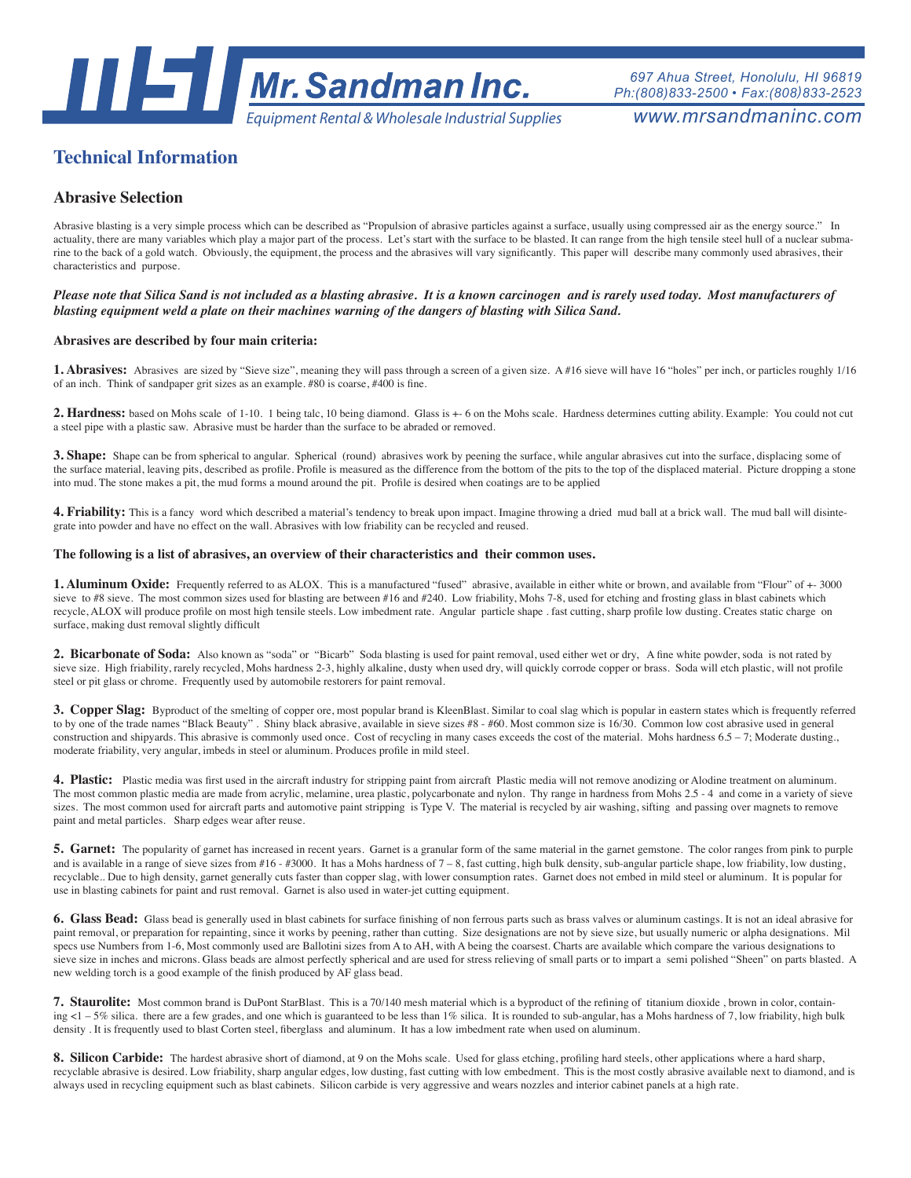# Mr. Sandman Inc.

*Equipment Rental & Wholesale Industrial Supplies*

*697 Ahua Street, Honolulu, HI 96819*
*Ph:(808)833-2500 • Fax:(808)833-2523*
*www.mrsandmaninc.com*

## Technical Information

### Abrasive Selection

Abrasive blasting is a very simple process which can be described as "Propulsion of abrasive particles against a surface, usually using compressed air as the energy source." In actuality, there are many variables which play a major part of the process. Let's start with the surface to be blasted. It can range from the high tensile steel hull of a nuclear submarine to the back of a gold watch. Obviously, the equipment, the process and the abrasives will vary significantly. This paper will describe many commonly used abrasives, their characteristics and purpose.

***Please note that Silica Sand is not included as a blasting abrasive. It is a known carcinogen and is rarely used today. Most manufacturers of blasting equipment weld a plate on their machines warning of the dangers of blasting with Silica Sand.***

**Abrasives are described by four main criteria:**

**1. Abrasives:** Abrasives are sized by "Sieve size", meaning they will pass through a screen of a given size. A #16 sieve will have 16 "holes" per inch, or particles roughly 1/16 of an inch. Think of sandpaper grit sizes as an example. #80 is coarse, #400 is fine.

**2. Hardness:** based on Mohs scale of 1-10. 1 being talc, 10 being diamond. Glass is +- 6 on the Mohs scale. Hardness determines cutting ability. Example: You could not cut a steel pipe with a plastic saw. Abrasive must be harder than the surface to be abraded or removed.

**3. Shape:** Shape can be from spherical to angular. Spherical (round) abrasives work by peening the surface, while angular abrasives cut into the surface, displacing some of the surface material, leaving pits, described as profile. Profile is measured as the difference from the bottom of the pits to the top of the displaced material. Picture dropping a stone into mud. The stone makes a pit, the mud forms a mound around the pit. Profile is desired when coatings are to be applied

**4. Friability:** This is a fancy word which described a material's tendency to break upon impact. Imagine throwing a dried mud ball at a brick wall. The mud ball will disintegrate into powder and have no effect on the wall. Abrasives with low friability can be recycled and reused.

**The following is a list of abrasives, an overview of their characteristics and their common uses.**

**1. Aluminum Oxide:** Frequently referred to as ALOX. This is a manufactured "fused" abrasive, available in either white or brown, and available from "Flour" of +- 3000 sieve to #8 sieve. The most common sizes used for blasting are between #16 and #240. Low friability, Mohs 7-8, used for etching and frosting glass in blast cabinets which recycle, ALOX will produce profile on most high tensile steels. Low imbedment rate. Angular particle shape . fast cutting, sharp profile low dusting. Creates static charge on surface, making dust removal slightly difficult

**2. Bicarbonate of Soda:** Also known as "soda" or "Bicarb" Soda blasting is used for paint removal, used either wet or dry, A fine white powder, soda is not rated by sieve size. High friability, rarely recycled, Mohs hardness 2-3, highly alkaline, dusty when used dry, will quickly corrode copper or brass. Soda will etch plastic, will not profile steel or pit glass or chrome. Frequently used by automobile restorers for paint removal.

**3. Copper Slag:** Byproduct of the smelting of copper ore, most popular brand is KleenBlast. Similar to coal slag which is popular in eastern states which is frequently referred to by one of the trade names "Black Beauty" . Shiny black abrasive, available in sieve sizes #8 - #60. Most common size is 16/30. Common low cost abrasive used in general construction and shipyards. This abrasive is commonly used once. Cost of recycling in many cases exceeds the cost of the material. Mohs hardness 6.5 – 7; Moderate dusting., moderate friability, very angular, imbeds in steel or aluminum. Produces profile in mild steel.

**4. Plastic:** Plastic media was first used in the aircraft industry for stripping paint from aircraft Plastic media will not remove anodizing or Alodine treatment on aluminum. The most common plastic media are made from acrylic, melamine, urea plastic, polycarbonate and nylon. Thy range in hardness from Mohs 2.5 - 4 and come in a variety of sieve sizes. The most common used for aircraft parts and automotive paint stripping is Type V. The material is recycled by air washing, sifting and passing over magnets to remove paint and metal particles. Sharp edges wear after reuse.

**5. Garnet:** The popularity of garnet has increased in recent years. Garnet is a granular form of the same material in the garnet gemstone. The color ranges from pink to purple and is available in a range of sieve sizes from #16 - #3000. It has a Mohs hardness of 7 – 8, fast cutting, high bulk density, sub-angular particle shape, low friability, low dusting, recyclable.. Due to high density, garnet generally cuts faster than copper slag, with lower consumption rates. Garnet does not embed in mild steel or aluminum. It is popular for use in blasting cabinets for paint and rust removal. Garnet is also used in water-jet cutting equipment.

**6. Glass Bead:** Glass bead is generally used in blast cabinets for surface finishing of non ferrous parts such as brass valves or aluminum castings. It is not an ideal abrasive for paint removal, or preparation for repainting, since it works by peening, rather than cutting. Size designations are not by sieve size, but usually numeric or alpha designations. Mil specs use Numbers from 1-6, Most commonly used are Ballotini sizes from A to AH, with A being the coarsest. Charts are available which compare the various designations to sieve size in inches and microns. Glass beads are almost perfectly spherical and are used for stress relieving of small parts or to impart a semi polished "Sheen" on parts blasted. A new welding torch is a good example of the finish produced by AF glass bead.

**7. Staurolite:** Most common brand is DuPont StarBlast. This is a 70/140 mesh material which is a byproduct of the refining of titanium dioxide , brown in color, containing <1 – 5% silica. there are a few grades, and one which is guaranteed to be less than 1% silica. It is rounded to sub-angular, has a Mohs hardness of 7, low friability, high bulk density . It is frequently used to blast Corten steel, fiberglass and aluminum. It has a low imbedment rate when used on aluminum.

**8. Silicon Carbide:** The hardest abrasive short of diamond, at 9 on the Mohs scale. Used for glass etching, profiling hard steels, other applications where a hard sharp, recyclable abrasive is desired. Low friability, sharp angular edges, low dusting, fast cutting with low embedment. This is the most costly abrasive available next to diamond, and is always used in recycling equipment such as blast cabinets. Silicon carbide is very aggressive and wears nozzles and interior cabinet panels at a high rate.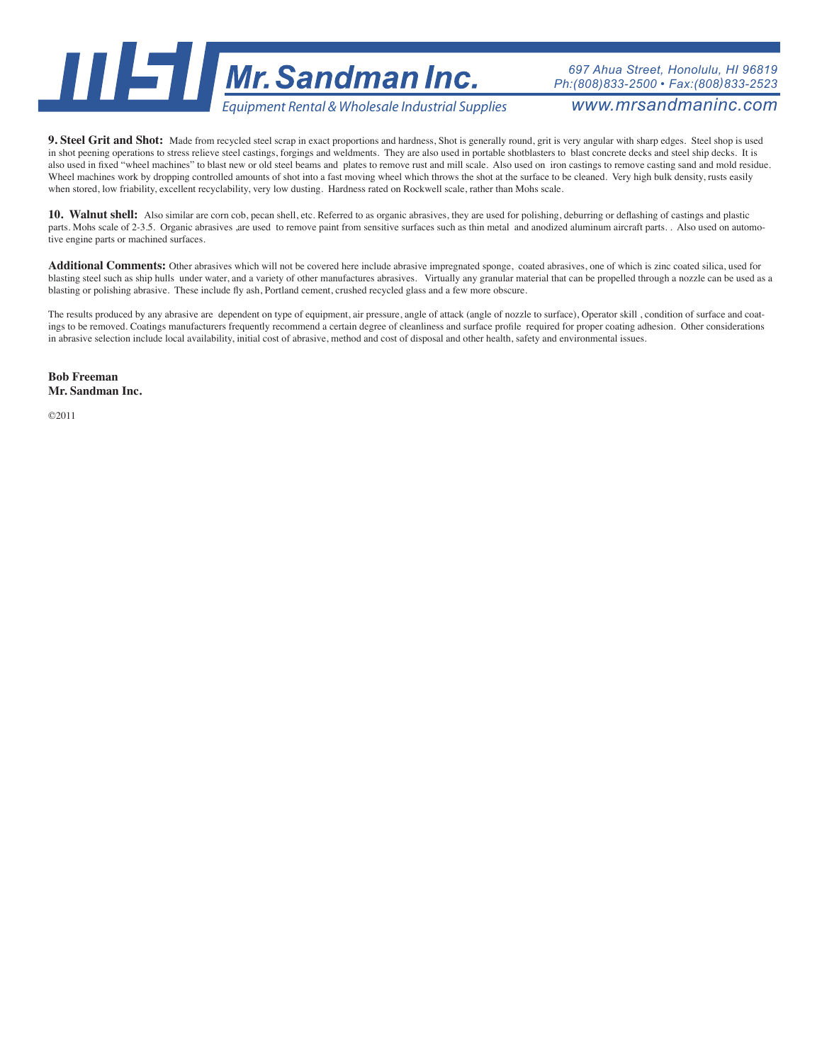**9. Steel Grit and Shot:** Made from recycled steel scrap in exact proportions and hardness, Shot is generally round, grit is very angular with sharp edges. Steel shop is used in shot peening operations to stress relieve steel castings, forgings and weldments. They are also used in portable shotblasters to blast concrete decks and steel ship decks. It is also used in fixed "wheel machines" to blast new or old steel beams and plates to remove rust and mill scale. Also used on iron castings to remove casting sand and mold residue. Wheel machines work by dropping controlled amounts of shot into a fast moving wheel which throws the shot at the surface to be cleaned. Very high bulk density, rusts easily when stored, low friability, excellent recyclability, very low dusting. Hardness rated on Rockwell scale, rather than Mohs scale.

**10. Walnut shell:** Also similar are corn cob, pecan shell, etc. Referred to as organic abrasives, they are used for polishing, deburring or deflashing of castings and plastic parts. Mohs scale of 2-3.5. Organic abrasives ,are used to remove paint from sensitive surfaces such as thin metal and anodized aluminum aircraft parts. . Also used on automotive engine parts or machined surfaces.

**Additional Comments:** Other abrasives which will not be covered here include abrasive impregnated sponge, coated abrasives, one of which is zinc coated silica, used for blasting steel such as ship hulls under water, and a variety of other manufactures abrasives. Virtually any granular material that can be propelled through a nozzle can be used as a blasting or polishing abrasive. These include fly ash, Portland cement, crushed recycled glass and a few more obscure.

The results produced by any abrasive are dependent on type of equipment, air pressure, angle of attack (angle of nozzle to surface), Operator skill , condition of surface and coatings to be removed. Coatings manufacturers frequently recommend a certain degree of cleanliness and surface profile required for proper coating adhesion. Other considerations in abrasive selection include local availability, initial cost of abrasive, method and cost of disposal and other health, safety and environmental issues.

**Bob Freeman**
**Mr. Sandman Inc.**

©2011